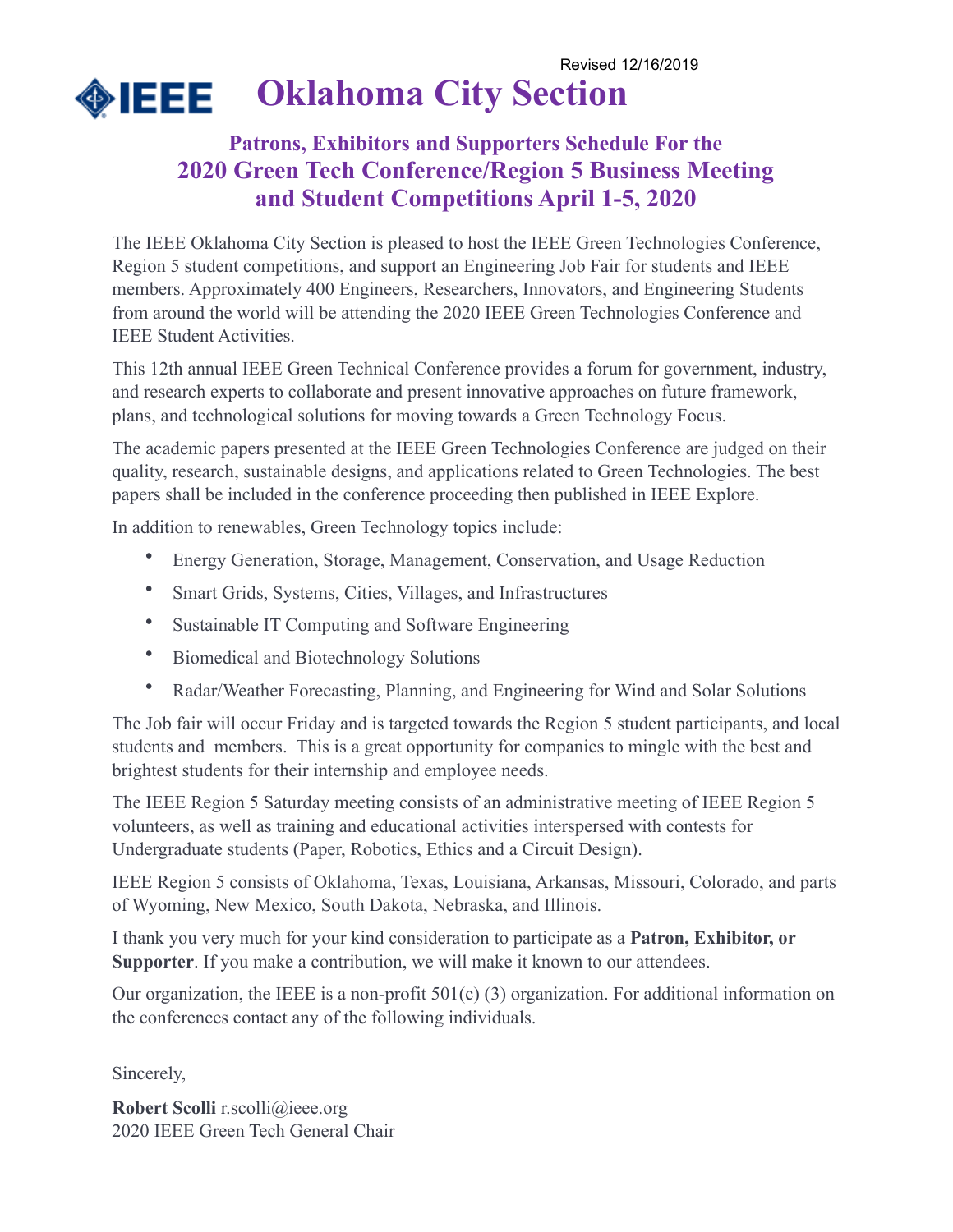Revised 12/16/2019

# IEEE Oklahoma City Section

## Patrons, Exhibitors and Supporters Schedule For the 2020 Green Tech Conference/Region 5 Business Meeting and Student Competitions April 1-5, 2020

The IEEE Oklahoma City Section is pleased to host the IEEE Green Technologies Conference, Region 5 student competitions, and support an Engineering Job Fair for students and IEEE members. Approximately 400 Engineers, Researchers, Innovators, and Engineering Students from around the world will be attending the 2020 IEEE Green Technologies Conference and IEEE Student Activities.

This 12th annual IEEE Green Technical Conference provides a forum for government, industry, and research experts to collaborate and present innovative approaches on future framework, plans, and technological solutions for moving towards a Green Technology Focus.

The academic papers presented at the IEEE Green Technologies Conference are judged on their quality, research, sustainable designs, and applications related to Green Technologies. The best papers shall be included in the conference proceeding then published in IEEE Explore.

In addition to renewables, Green Technology topics include:

- Energy Generation, Storage, Management, Conservation, and Usage Reduction
- Smart Grids, Systems, Cities, Villages, and Infrastructures
- Sustainable IT Computing and Software Engineering
- Biomedical and Biotechnology Solutions
- Radar/Weather Forecasting, Planning, and Engineering for Wind and Solar Solutions

The Job fair will occur Friday and is targeted towards the Region 5 student participants, and local students and members. This is a great opportunity for companies to mingle with the best and brightest students for their internship and employee needs.

The IEEE Region 5 Saturday meeting consists of an administrative meeting of IEEE Region 5 volunteers, as well as training and educational activities interspersed with contests for Undergraduate students (Paper, Robotics, Ethics and a Circuit Design).

IEEE Region 5 consists of Oklahoma, Texas, Louisiana, Arkansas, Missouri, Colorado, and parts of Wyoming, New Mexico, South Dakota, Nebraska, and Illinois.

I thank you very much for your kind consideration to participate as a **Patron, Exhibitor, or Supporter**. If you make a contribution, we will make it known to our attendees.

Our organization, the IEEE is a non-profit 501(c) (3) organization. For additional information on the conferences contact any of the following individuals.

Sincerely,

**Robert Scolli** r.scolli@ieee.org
2020 IEEE Green Tech General Chair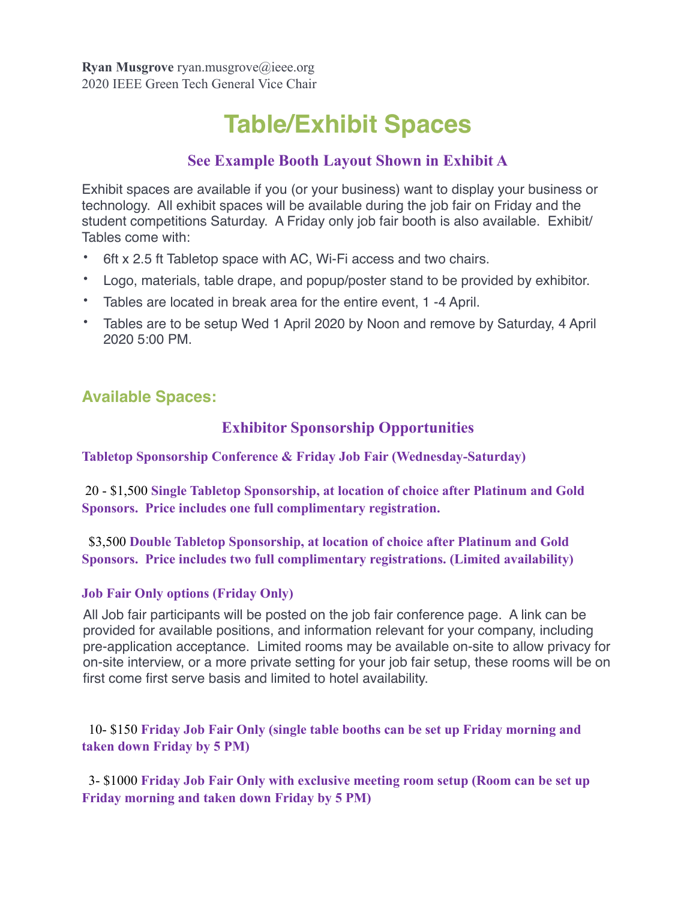**Ryan Musgrove** ryan.musgrove@ieee.org
2020 IEEE Green Tech General Vice Chair

# Table/Exhibit Spaces

### See Example Booth Layout Shown in Exhibit A

Exhibit spaces are available if you (or your business) want to display your business or technology. All exhibit spaces will be available during the job fair on Friday and the student competitions Saturday. A Friday only job fair booth is also available. Exhibit/Tables come with:

- 6ft x 2.5 ft Tabletop space with AC, Wi-Fi access and two chairs.
- Logo, materials, table drape, and popup/poster stand to be provided by exhibitor.
- Tables are located in break area for the entire event, 1 -4 April.
- Tables are to be setup Wed 1 April 2020 by Noon and remove by Saturday, 4 April 2020 5:00 PM.

## Available Spaces:

### Exhibitor Sponsorship Opportunities

**Tabletop Sponsorship Conference & Friday Job Fair (Wednesday-Saturday)**

20 - $1,500 **Single Tabletop Sponsorship, at location of choice after Platinum and Gold Sponsors. Price includes one full complimentary registration.**

$3,500 **Double Tabletop Sponsorship, at location of choice after Platinum and Gold Sponsors. Price includes two full complimentary registrations. (Limited availability)**

**Job Fair Only options (Friday Only)**

All Job fair participants will be posted on the job fair conference page. A link can be provided for available positions, and information relevant for your company, including pre-application acceptance. Limited rooms may be available on-site to allow privacy for on-site interview, or a more private setting for your job fair setup, these rooms will be on first come first serve basis and limited to hotel availability.

10- $150 **Friday Job Fair Only (single table booths can be set up Friday morning and taken down Friday by 5 PM)**

3- $1000 **Friday Job Fair Only with exclusive meeting room setup (Room can be set up Friday morning and taken down Friday by 5 PM)**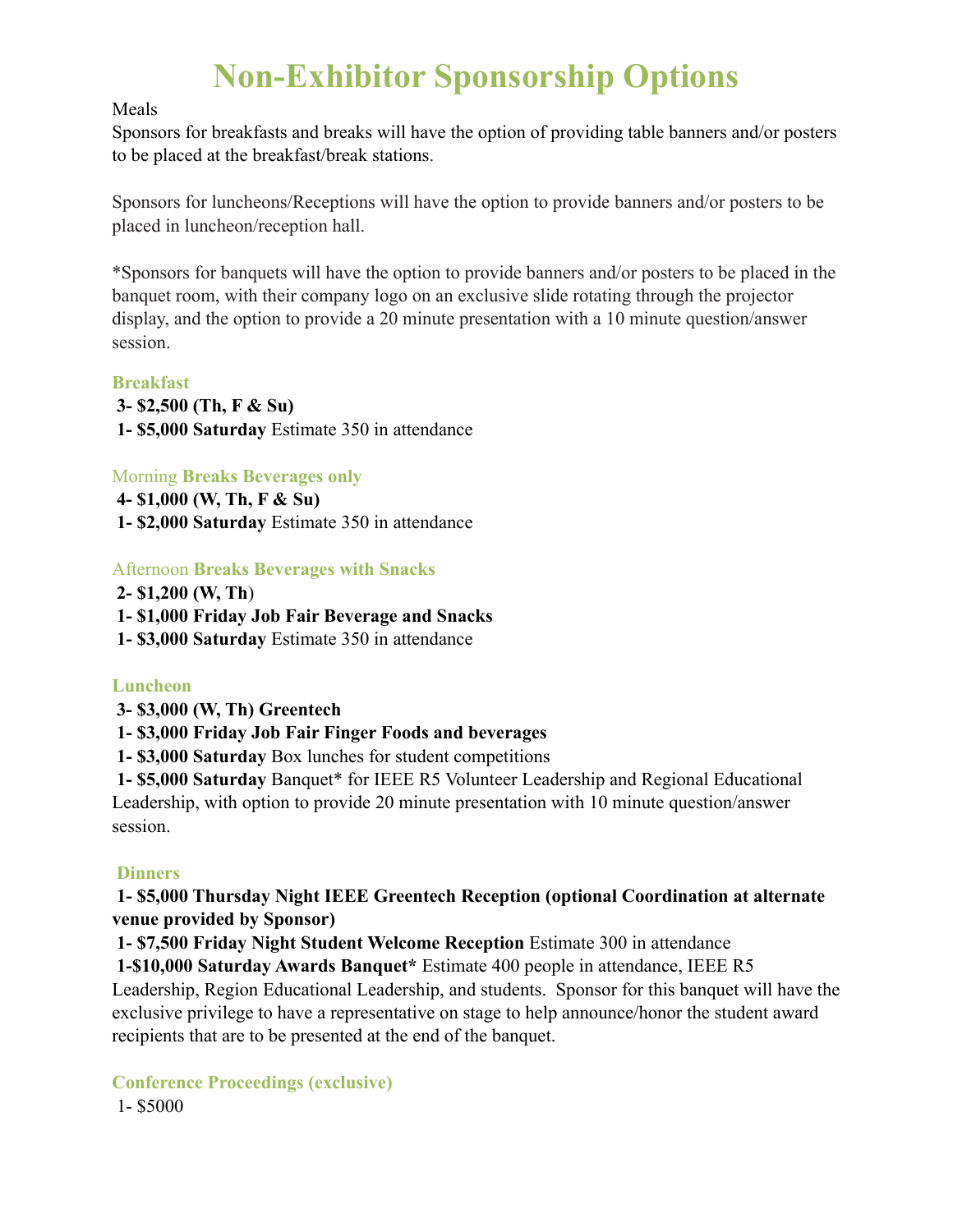# Non-Exhibitor Sponsorship Options

Meals

Sponsors for breakfasts and breaks will have the option of providing table banners and/or posters to be placed at the breakfast/break stations.

Sponsors for luncheons/Receptions will have the option to provide banners and/or posters to be placed in luncheon/reception hall.

*Sponsors for banquets will have the option to provide banners and/or posters to be placed in the banquet room, with their company logo on an exclusive slide rotating through the projector display, and the option to provide a 20 minute presentation with a 10 minute question/answer session.

### Breakfast

**3- $2,500 (Th, F & Su)**

**1- $5,000 Saturday** Estimate 350 in attendance

### Morning Breaks Beverages only

**4- $1,000 (W, Th, F & Su)**

**1- $2,000 Saturday** Estimate 350 in attendance

### Afternoon Breaks Beverages with Snacks

**2- $1,200 (W, Th)**

**1- $1,000 Friday Job Fair Beverage and Snacks**

**1- $3,000 Saturday** Estimate 350 in attendance

### Luncheon

**3- $3,000 (W, Th) Greentech**

**1- $3,000 Friday Job Fair Finger Foods and beverages**

**1- $3,000 Saturday** Box lunches for student competitions

**1- $5,000 Saturday** Banquet* for IEEE R5 Volunteer Leadership and Regional Educational Leadership, with option to provide 20 minute presentation with 10 minute question/answer session.

### Dinners

**1- $5,000 Thursday Night IEEE Greentech Reception (optional Coordination at alternate venue provided by Sponsor)**

**1- $7,500 Friday Night Student Welcome Reception** Estimate 300 in attendance

**1-$10,000 Saturday Awards Banquet*** Estimate 400 people in attendance, IEEE R5 Leadership, Region Educational Leadership, and students. Sponsor for this banquet will have the exclusive privilege to have a representative on stage to help announce/honor the student award recipients that are to be presented at the end of the banquet.

### Conference Proceedings (exclusive)

1- $5000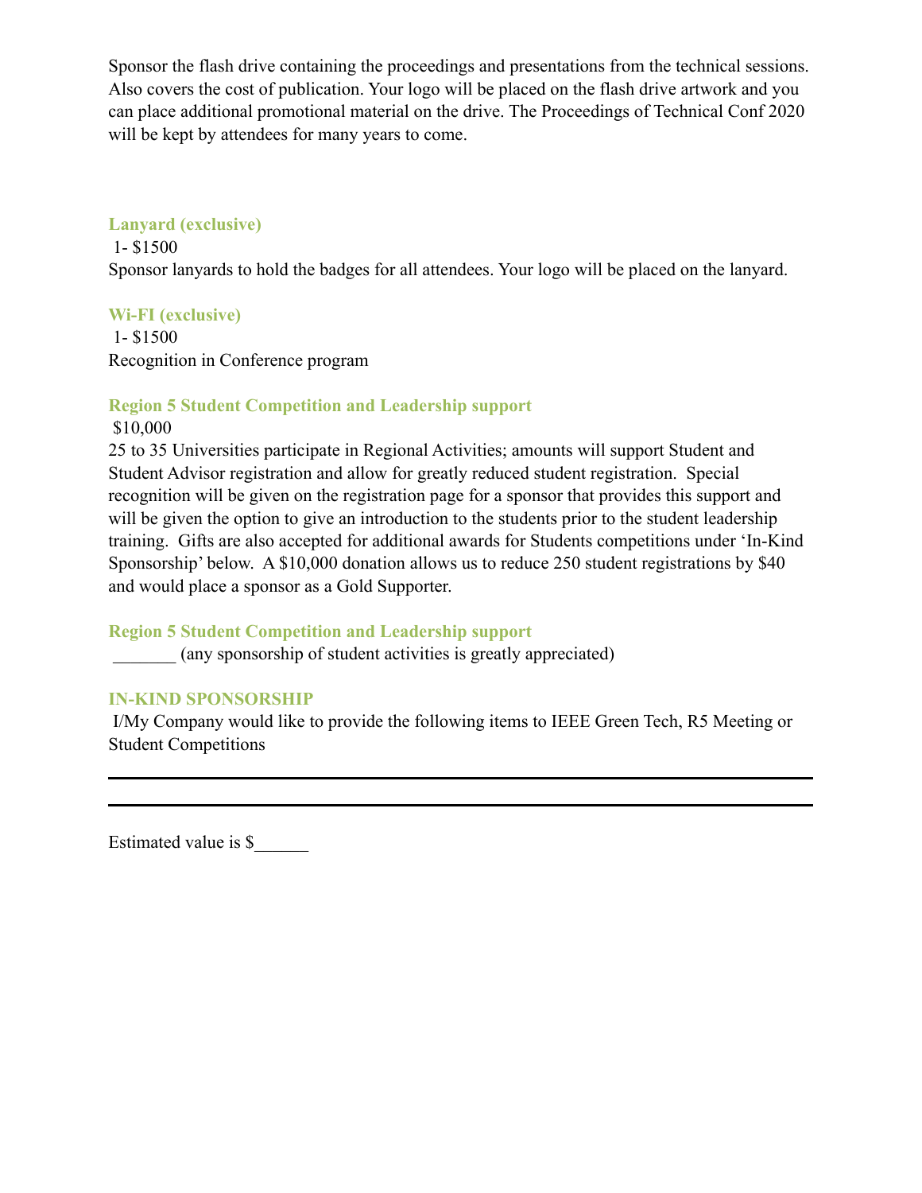Sponsor the flash drive containing the proceedings and presentations from the technical sessions. Also covers the cost of publication. Your logo will be placed on the flash drive artwork and you can place additional promotional material on the drive. The Proceedings of Technical Conf 2020 will be kept by attendees for many years to come.

**Lanyard (exclusive)**

1- $1500

Sponsor lanyards to hold the badges for all attendees. Your logo will be placed on the lanyard.

**Wi-FI (exclusive)**

1- $1500

Recognition in Conference program

**Region 5 Student Competition and Leadership support**

$10,000

25 to 35 Universities participate in Regional Activities; amounts will support Student and Student Advisor registration and allow for greatly reduced student registration. Special recognition will be given on the registration page for a sponsor that provides this support and will be given the option to give an introduction to the students prior to the student leadership training. Gifts are also accepted for additional awards for Students competitions under 'In-Kind Sponsorship' below. A $10,000 donation allows us to reduce 250 student registrations by $40 and would place a sponsor as a Gold Supporter.

**Region 5 Student Competition and Leadership support**

_______ (any sponsorship of student activities is greatly appreciated)

**IN-KIND SPONSORSHIP**

I/My Company would like to provide the following items to IEEE Green Tech, R5 Meeting or Student Competitions

---

---

Estimated value is $______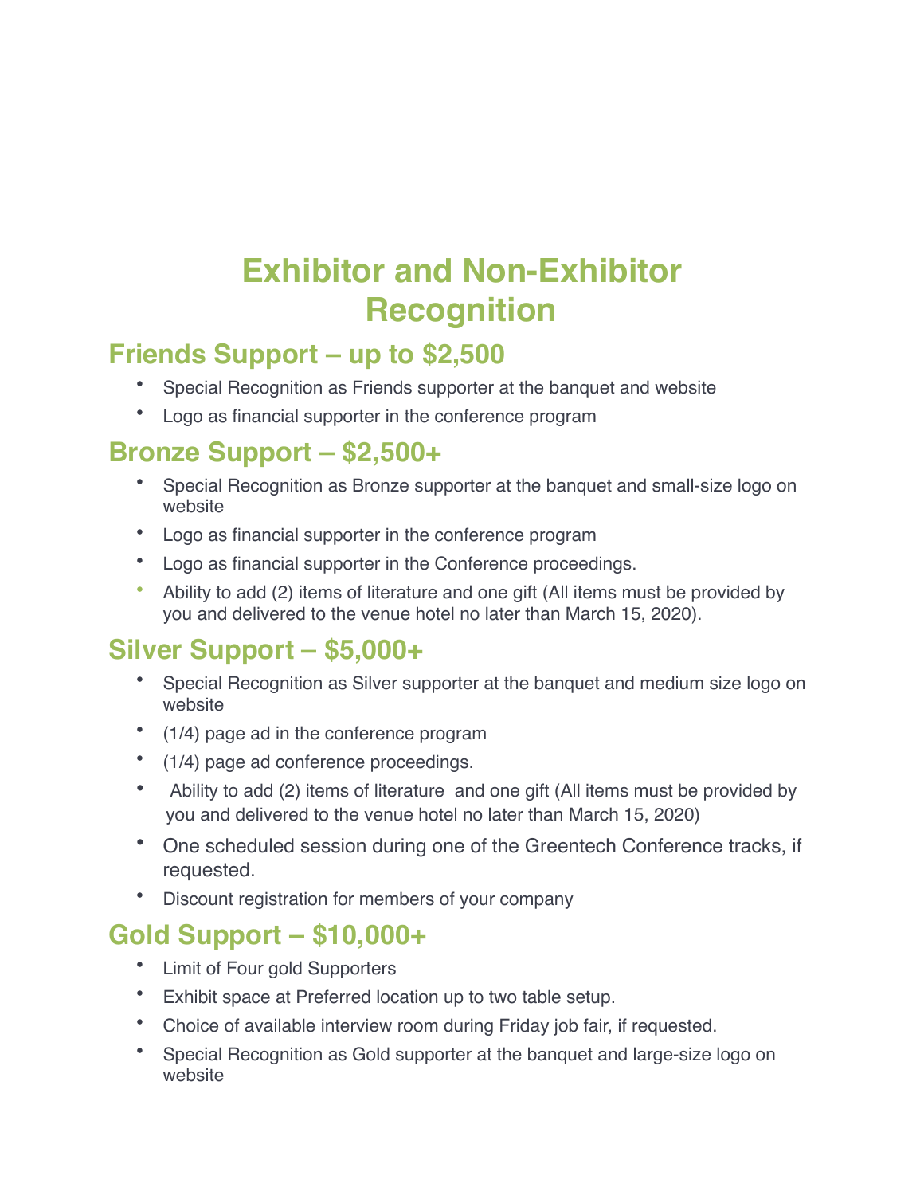# Exhibitor and Non-Exhibitor Recognition

## Friends Support – up to $2,500

- Special Recognition as Friends supporter at the banquet and website
- Logo as financial supporter in the conference program

## Bronze Support – $2,500+

- Special Recognition as Bronze supporter at the banquet and small-size logo on website
- Logo as financial supporter in the conference program
- Logo as financial supporter in the Conference proceedings.
- Ability to add (2) items of literature and one gift (All items must be provided by you and delivered to the venue hotel no later than March 15, 2020).

## Silver Support – $5,000+

- Special Recognition as Silver supporter at the banquet and medium size logo on website
- (1/4) page ad in the conference program
- (1/4) page ad conference proceedings.
- Ability to add (2) items of literature and one gift (All items must be provided by you and delivered to the venue hotel no later than March 15, 2020)
- One scheduled session during one of the Greentech Conference tracks, if requested.
- Discount registration for members of your company

## Gold Support – $10,000+

- Limit of Four gold Supporters
- Exhibit space at Preferred location up to two table setup.
- Choice of available interview room during Friday job fair, if requested.
- Special Recognition as Gold supporter at the banquet and large-size logo on website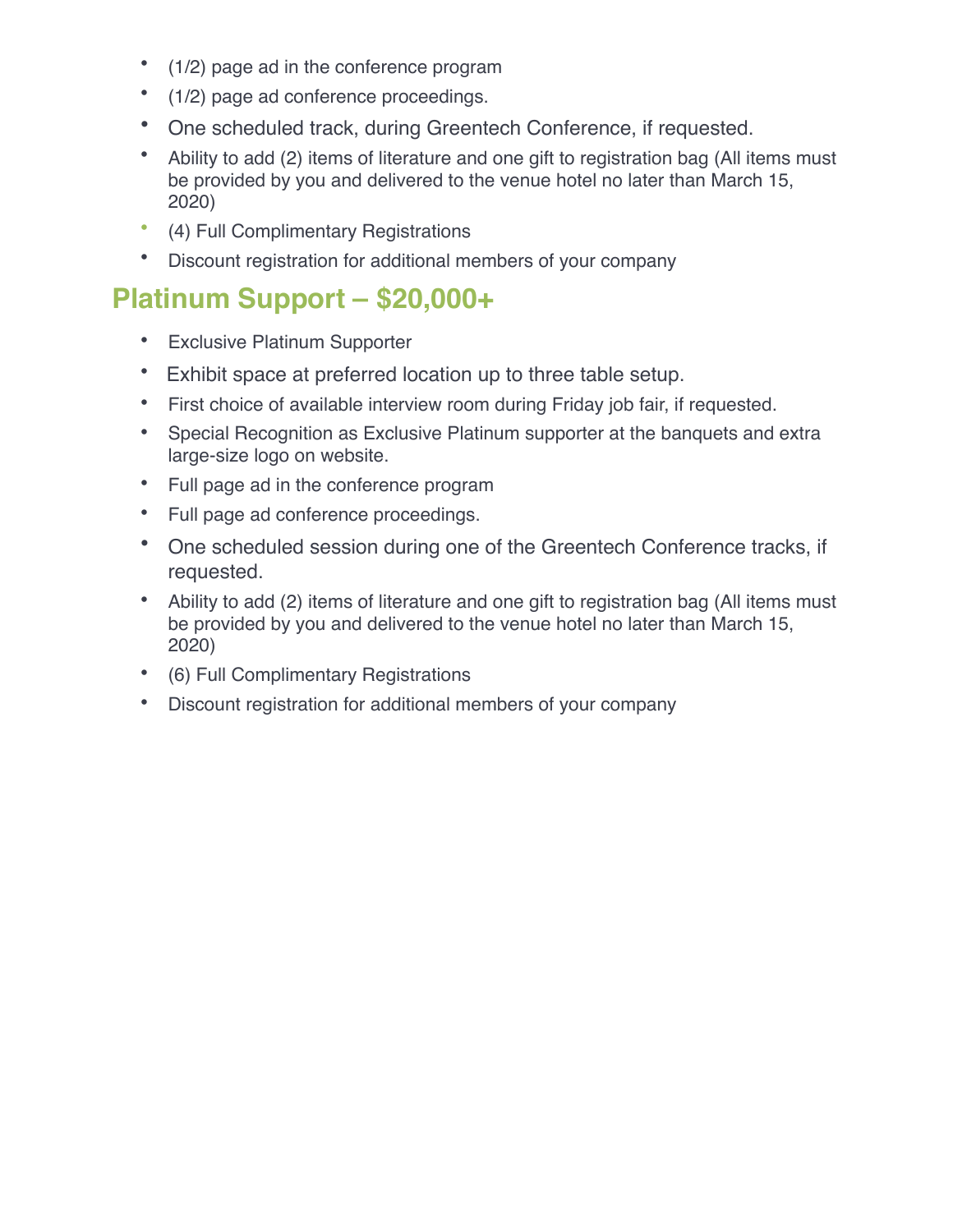- (1/2) page ad in the conference program
- (1/2) page ad conference proceedings.
- One scheduled track, during Greentech Conference, if requested.
- Ability to add (2) items of literature and one gift to registration bag (All items must be provided by you and delivered to the venue hotel no later than March 15, 2020)
- (4) Full Complimentary Registrations
- Discount registration for additional members of your company

## Platinum Support – $20,000+

- Exclusive Platinum Supporter
- Exhibit space at preferred location up to three table setup.
- First choice of available interview room during Friday job fair, if requested.
- Special Recognition as Exclusive Platinum supporter at the banquets and extra large-size logo on website.
- Full page ad in the conference program
- Full page ad conference proceedings.
- One scheduled session during one of the Greentech Conference tracks, if requested.
- Ability to add (2) items of literature and one gift to registration bag (All items must be provided by you and delivered to the venue hotel no later than March 15, 2020)
- (6) Full Complimentary Registrations
- Discount registration for additional members of your company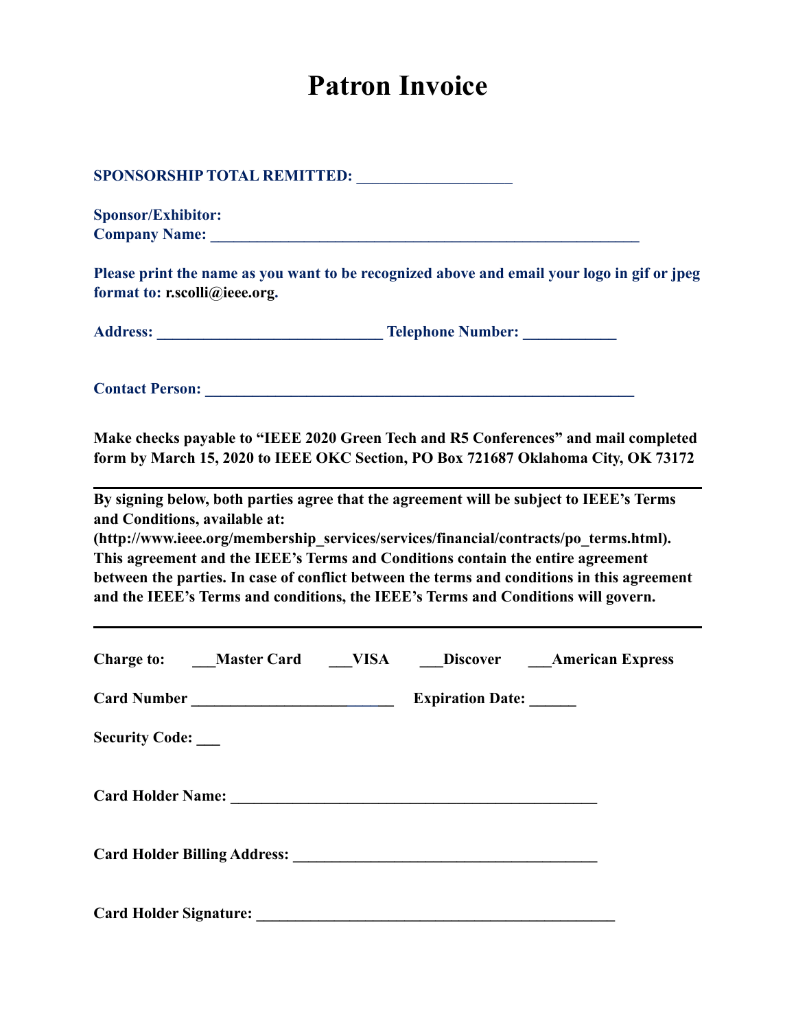# Patron Invoice

**SPONSORSHIP TOTAL REMITTED:** ____________________

**Sponsor/Exhibitor:**
**Company Name:** ________________________________________________________

**Please print the name as you want to be recognized above and email your logo in gif or jpeg format to: r.scolli@ieee.org.**

**Address:** ______________________________ **Telephone Number:** ____________

**Contact Person:** ________________________________________________________

**Make checks payable to "IEEE 2020 Green Tech and R5 Conferences" and mail completed form by March 15, 2020 to IEEE OKC Section, PO Box 721687 Oklahoma City, OK 73172**

---

**By signing below, both parties agree that the agreement will be subject to IEEE's Terms and Conditions, available at: (http://www.ieee.org/membership_services/services/financial/contracts/po_terms.html). This agreement and the IEEE's Terms and Conditions contain the entire agreement between the parties. In case of conflict between the terms and conditions in this agreement and the IEEE's Terms and conditions, the IEEE's Terms and Conditions will govern.**

---

**Charge to:** ___**Master Card** ___**VISA** ___**Discover** ___**American Express**

**Card Number** ___________________________ **Expiration Date:** ______

**Security Code:** ___

**Card Holder Name:** ________________________________________________

**Card Holder Billing Address:** ________________________________________

**Card Holder Signature:** _______________________________________________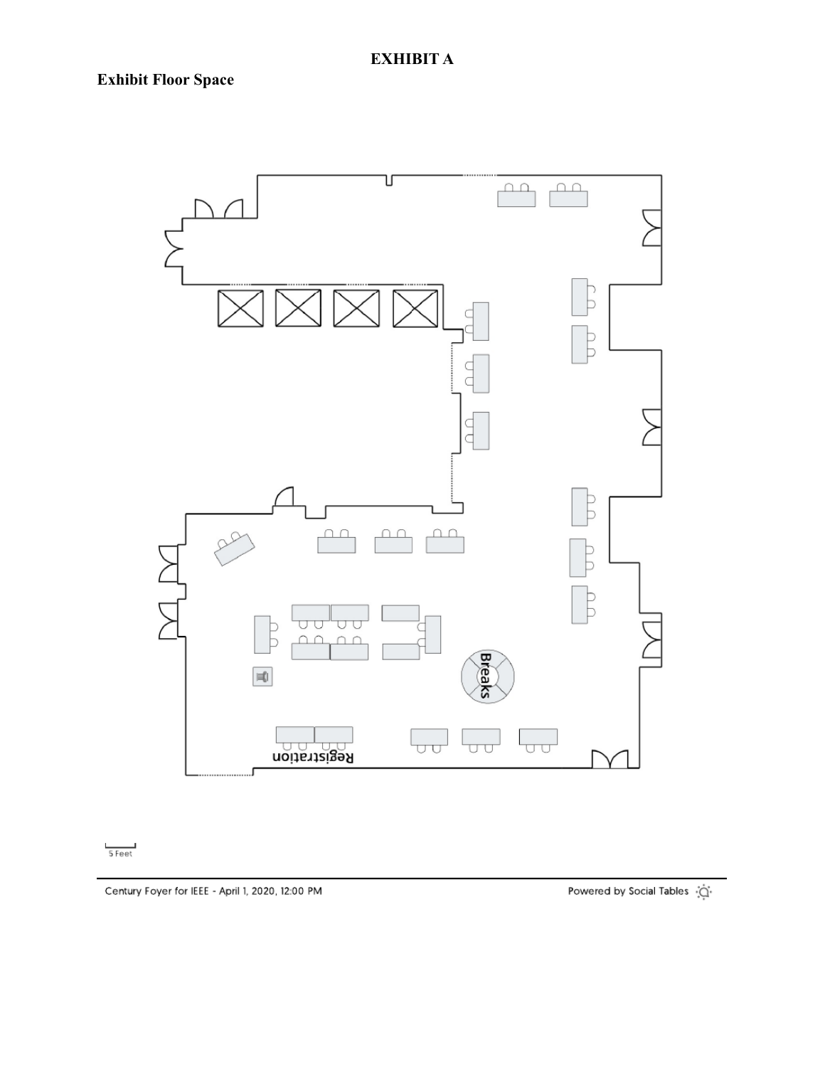# EXHIBIT A

**Exhibit Floor Space**

Breaks

Registration

5 Feet

Century Foyer for IEEE - April 1, 2020, 12:00 PM

Powered by Social Tables